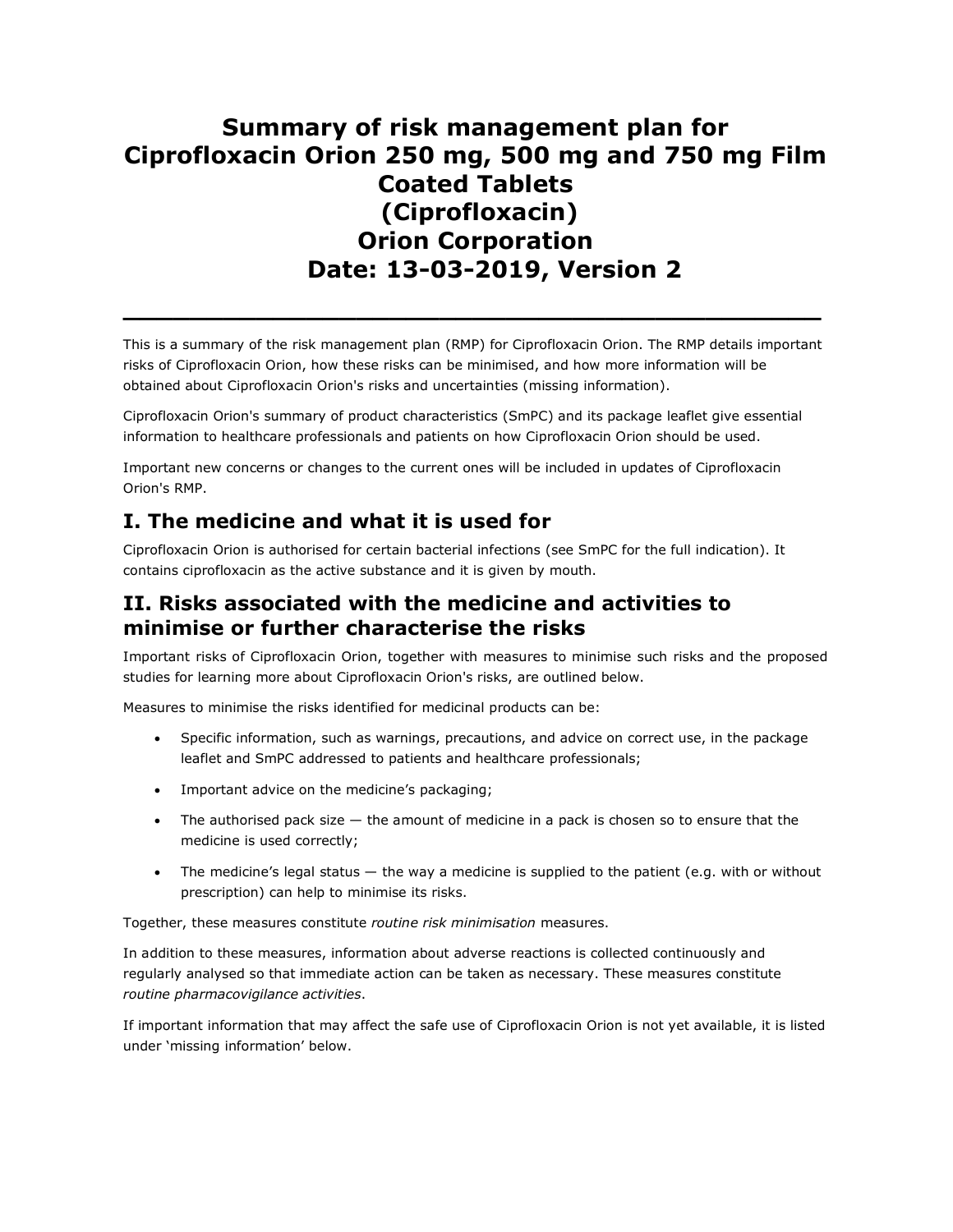# Summary of risk management plan for Ciprofloxacin Orion 250 mg, 500 mg and 750 mg Film Coated Tablets (Ciprofloxacin) Orion Corporation Date: 13-03-2019, Version 2

---

This is a summary of the risk management plan (RMP) for Ciprofloxacin Orion. The RMP details important risks of Ciprofloxacin Orion, how these risks can be minimised, and how more information will be obtained about Ciprofloxacin Orion's risks and uncertainties (missing information).

Ciprofloxacin Orion's summary of product characteristics (SmPC) and its package leaflet give essential information to healthcare professionals and patients on how Ciprofloxacin Orion should be used.

Important new concerns or changes to the current ones will be included in updates of Ciprofloxacin Orion's RMP.

## I. The medicine and what it is used for

Ciprofloxacin Orion is authorised for certain bacterial infections (see SmPC for the full indication). It contains ciprofloxacin as the active substance and it is given by mouth.

## II. Risks associated with the medicine and activities to minimise or further characterise the risks

Important risks of Ciprofloxacin Orion, together with measures to minimise such risks and the proposed studies for learning more about Ciprofloxacin Orion's risks, are outlined below.

Measures to minimise the risks identified for medicinal products can be:

- Specific information, such as warnings, precautions, and advice on correct use, in the package leaflet and SmPC addressed to patients and healthcare professionals;
- Important advice on the medicine's packaging;
- The authorised pack size — the amount of medicine in a pack is chosen so to ensure that the medicine is used correctly;
- The medicine's legal status — the way a medicine is supplied to the patient (e.g. with or without prescription) can help to minimise its risks.

Together, these measures constitute *routine risk minimisation* measures.

In addition to these measures, information about adverse reactions is collected continuously and regularly analysed so that immediate action can be taken as necessary. These measures constitute *routine pharmacovigilance activities*.

If important information that may affect the safe use of Ciprofloxacin Orion is not yet available, it is listed under 'missing information' below.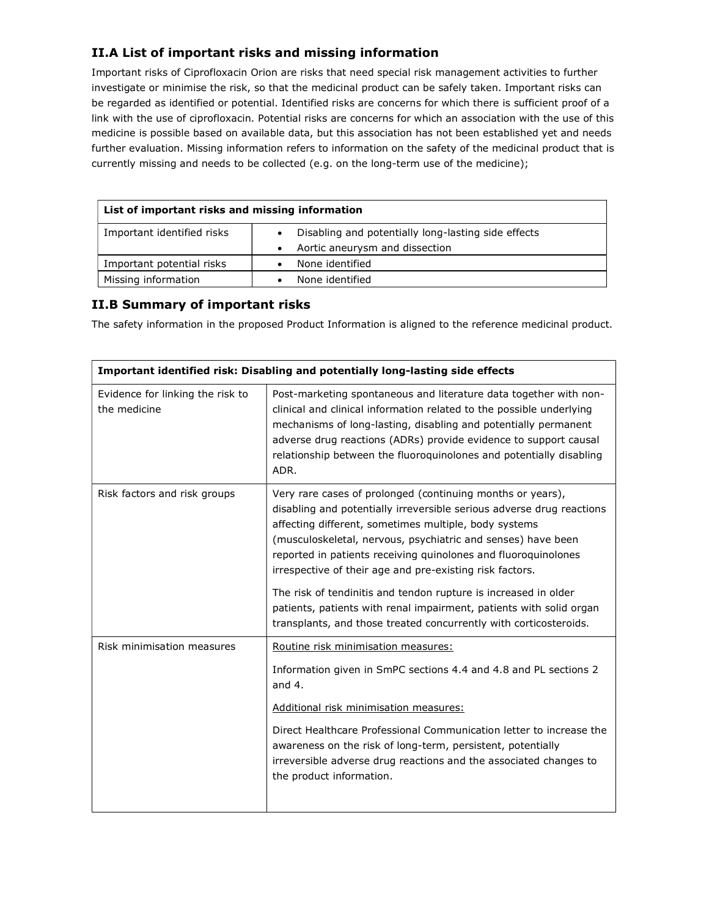## II.A List of important risks and missing information

Important risks of Ciprofloxacin Orion are risks that need special risk management activities to further investigate or minimise the risk, so that the medicinal product can be safely taken. Important risks can be regarded as identified or potential. Identified risks are concerns for which there is sufficient proof of a link with the use of ciprofloxacin. Potential risks are concerns for which an association with the use of this medicine is possible based on available data, but this association has not been established yet and needs further evaluation. Missing information refers to information on the safety of the medicinal product that is currently missing and needs to be collected (e.g. on the long-term use of the medicine);

| **List of important risks and missing information** | |
|---|---|
| Important identified risks | • Disabling and potentially long-lasting side effects<br>• Aortic aneurysm and dissection |
| Important potential risks | • None identified |
| Missing information | • None identified |

## II.B Summary of important risks

The safety information in the proposed Product Information is aligned to the reference medicinal product.

| **Important identified risk: Disabling and potentially long-lasting side effects** | |
|---|---|
| Evidence for linking the risk to the medicine | Post-marketing spontaneous and literature data together with non-clinical and clinical information related to the possible underlying mechanisms of long-lasting, disabling and potentially permanent adverse drug reactions (ADRs) provide evidence to support causal relationship between the fluoroquinolones and potentially disabling ADR. |
| Risk factors and risk groups | Very rare cases of prolonged (continuing months or years), disabling and potentially irreversible serious adverse drug reactions affecting different, sometimes multiple, body systems (musculoskeletal, nervous, psychiatric and senses) have been reported in patients receiving quinolones and fluoroquinolones irrespective of their age and pre-existing risk factors.<br><br>The risk of tendinitis and tendon rupture is increased in older patients, patients with renal impairment, patients with solid organ transplants, and those treated concurrently with corticosteroids. |
| Risk minimisation measures | Routine risk minimisation measures:<br><br>Information given in SmPC sections 4.4 and 4.8 and PL sections 2 and 4.<br><br>Additional risk minimisation measures:<br><br>Direct Healthcare Professional Communication letter to increase the awareness on the risk of long-term, persistent, potentially irreversible adverse drug reactions and the associated changes to the product information. |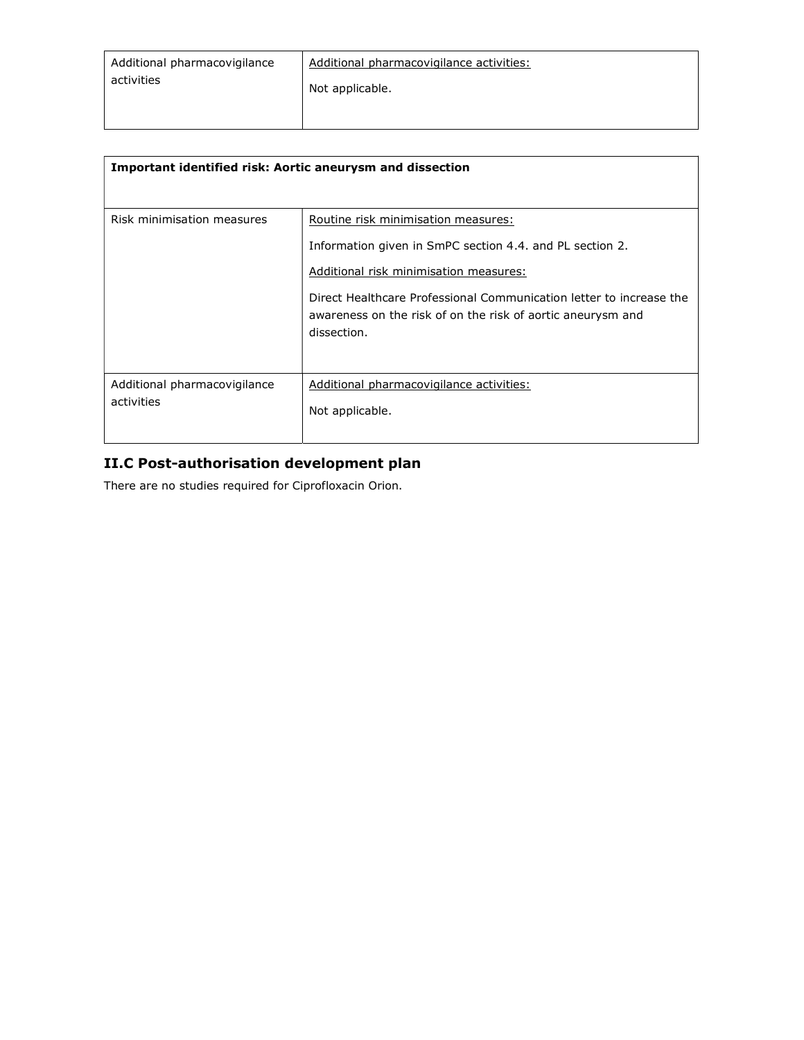| | |
|---|---|
| Additional pharmacovigilance activities | Additional pharmacovigilance activities:<br><br>Not applicable. |

| Important identified risk: Aortic aneurysm and dissection | |
|---|---|
| Risk minimisation measures | Routine risk minimisation measures:<br><br>Information given in SmPC section 4.4. and PL section 2.<br><br>Additional risk minimisation measures:<br><br>Direct Healthcare Professional Communication letter to increase the awareness on the risk of on the risk of aortic aneurysm and dissection. |
| Additional pharmacovigilance activities | Additional pharmacovigilance activities:<br><br>Not applicable. |

## II.C Post-authorisation development plan

There are no studies required for Ciprofloxacin Orion.